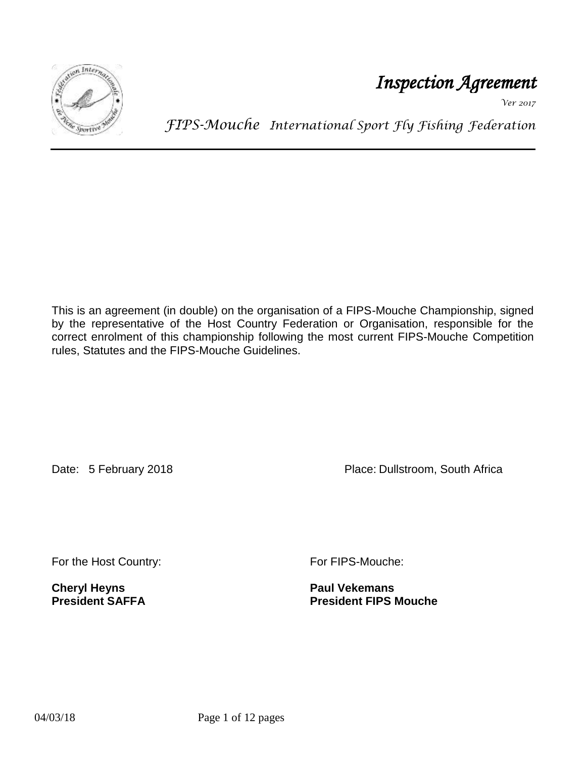# *Inspection Agreement*

*Ver 2017*

*FIPS-Mouche International Sport Fly Fishing Federation*

---

This is an agreement (in double) on the organisation of a FIPS-Mouche Championship, signed by the representative of the Host Country Federation or Organisation, responsible for the correct enrolment of this championship following the most current FIPS-Mouche Competition rules, Statutes and the FIPS-Mouche Guidelines.

Date: 5 February 2018

Place: Dullstroom, South Africa

For the Host Country:

**Cheryl Heyns**
**President SAFFA**

For FIPS-Mouche:

**Paul Vekemans**
**President FIPS Mouche**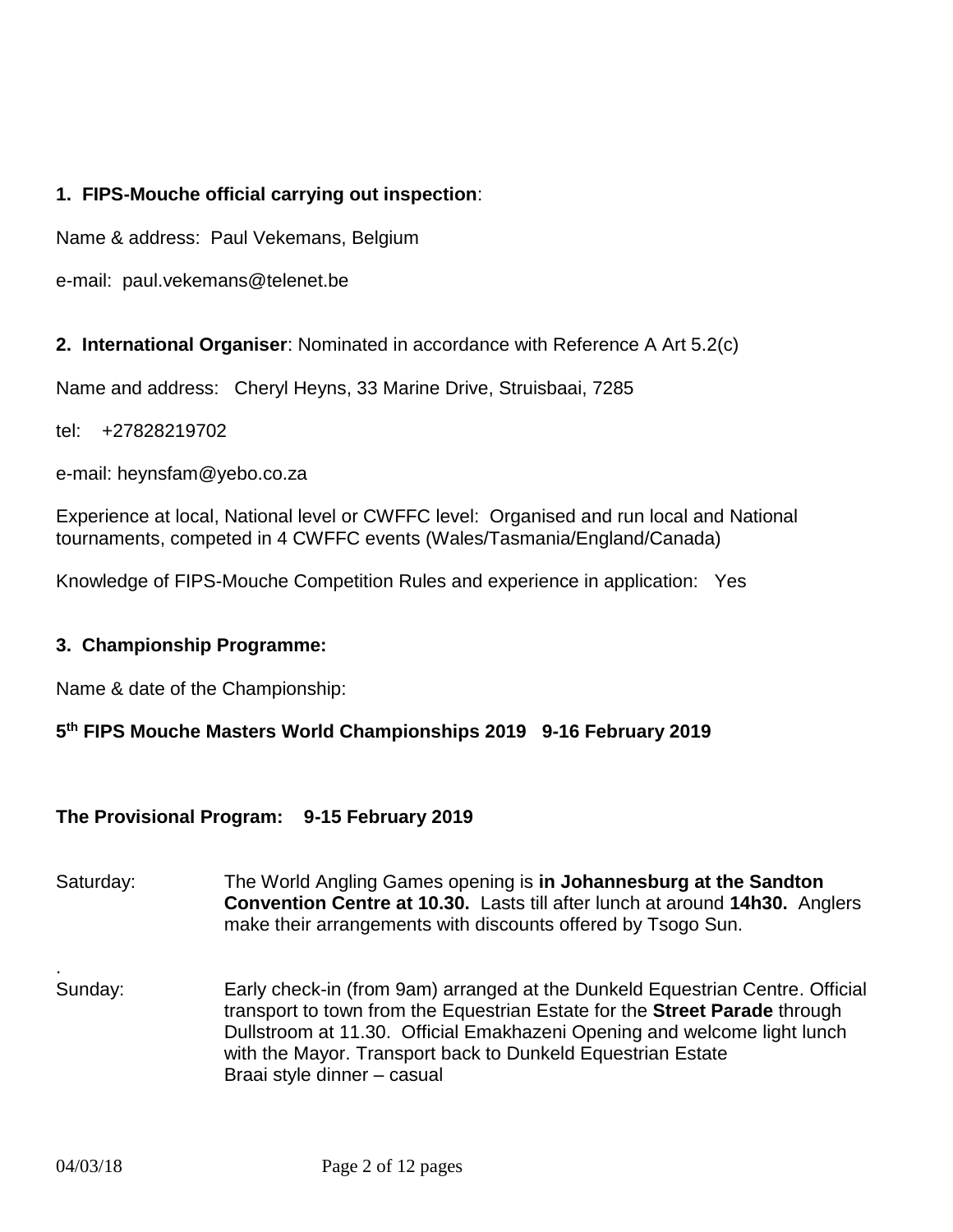## 1. FIPS-Mouche official carrying out inspection:

Name & address: Paul Vekemans, Belgium

e-mail: paul.vekemans@telenet.be

## 2. International Organiser: Nominated in accordance with Reference A Art 5.2(c)

Name and address: Cheryl Heyns, 33 Marine Drive, Struisbaai, 7285

tel: +27828219702

e-mail: heynsfam@yebo.co.za

Experience at local, National level or CWFFC level: Organised and run local and National tournaments, competed in 4 CWFFC events (Wales/Tasmania/England/Canada)

Knowledge of FIPS-Mouche Competition Rules and experience in application: Yes

## 3. Championship Programme:

Name & date of the Championship:

**5th FIPS Mouche Masters World Championships 2019 9-16 February 2019**

**The Provisional Program: 9-15 February 2019**

| | |
|---|---|
| Saturday: | The World Angling Games opening is **in Johannesburg at the Sandton Convention Centre at 10.30.** Lasts till after lunch at around **14h30.** Anglers make their arrangements with discounts offered by Tsogo Sun. |
| Sunday: | Early check-in (from 9am) arranged at the Dunkeld Equestrian Centre. Official transport to town from the Equestrian Estate for the **Street Parade** through Dullstroom at 11.30. Official Emakhazeni Opening and welcome light lunch with the Mayor. Transport back to Dunkeld Equestrian Estate<br>Braai style dinner – casual |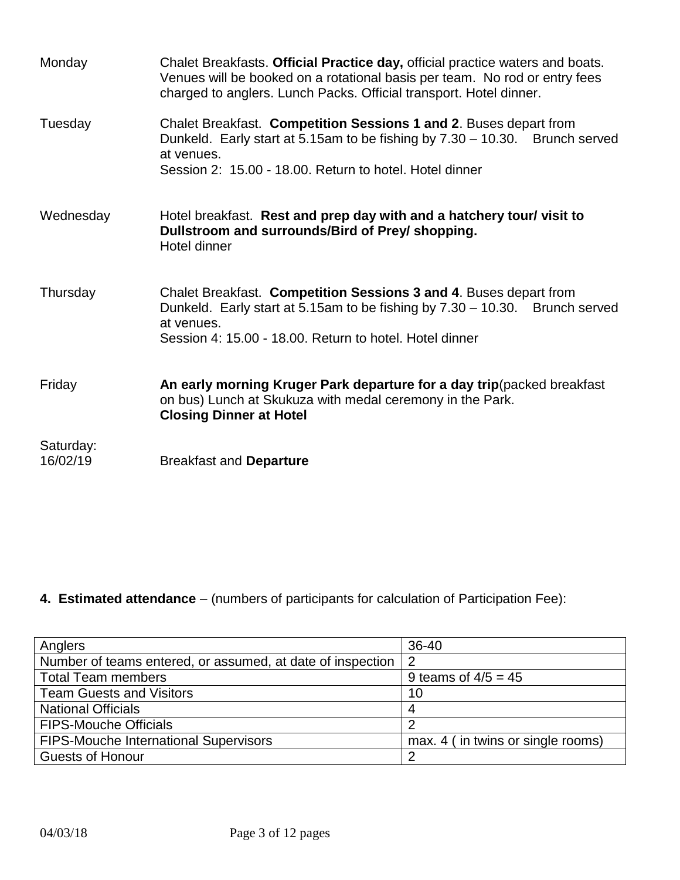Monday — Chalet Breakfasts. **Official Practice day,** official practice waters and boats. Venues will be booked on a rotational basis per team. No rod or entry fees charged to anglers. Lunch Packs. Official transport. Hotel dinner.

Tuesday — Chalet Breakfast. **Competition Sessions 1 and 2**. Buses depart from Dunkeld. Early start at 5.15am to be fishing by 7.30 – 10.30. Brunch served at venues.
Session 2: 15.00 - 18.00. Return to hotel. Hotel dinner

Wednesday — Hotel breakfast. **Rest and prep day with and a hatchery tour/ visit to Dullstroom and surrounds/Bird of Prey/ shopping.**
Hotel dinner

Thursday — Chalet Breakfast. **Competition Sessions 3 and 4**. Buses depart from Dunkeld. Early start at 5.15am to be fishing by 7.30 – 10.30. Brunch served at venues.
Session 4: 15.00 - 18.00. Return to hotel. Hotel dinner

Friday — **An early morning Kruger Park departure for a day trip**(packed breakfast on bus) Lunch at Skukuza with medal ceremony in the Park.
**Closing Dinner at Hotel**

Saturday: 16/02/19 — Breakfast and **Departure**

**4. Estimated attendance** – (numbers of participants for calculation of Participation Fee):

| Anglers | 36-40 |
|---|---|
| Number of teams entered, or assumed, at date of inspection | 2 |
| Total Team members | 9 teams of 4/5 = 45 |
| Team Guests and Visitors | 10 |
| National Officials | 4 |
| FIPS-Mouche Officials | 2 |
| FIPS-Mouche International Supervisors | max. 4 ( in twins or single rooms) |
| Guests of Honour | 2 |

04/03/18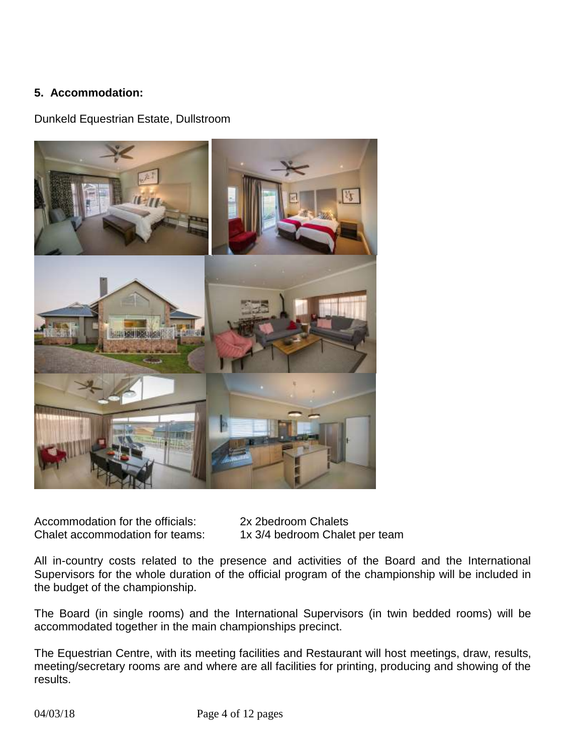## 5. Accommodation:

Dunkeld Equestrian Estate, Dullstroom

Accommodation for the officials: 2x 2bedroom Chalets
Chalet accommodation for teams: 1x 3/4 bedroom Chalet per team

All in-country costs related to the presence and activities of the Board and the International Supervisors for the whole duration of the official program of the championship will be included in the budget of the championship.

The Board (in single rooms) and the International Supervisors (in twin bedded rooms) will be accommodated together in the main championships precinct.

The Equestrian Centre, with its meeting facilities and Restaurant will host meetings, draw, results, meeting/secretary rooms are and where are all facilities for printing, producing and showing of the results.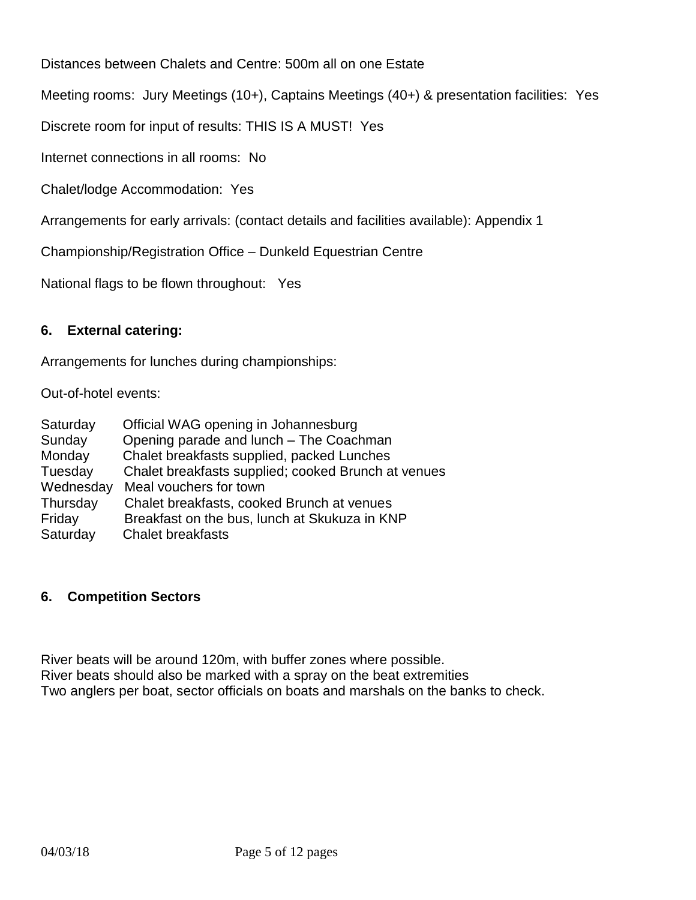Distances between Chalets and Centre: 500m all on one Estate

Meeting rooms: Jury Meetings (10+), Captains Meetings (40+) & presentation facilities: Yes

Discrete room for input of results: THIS IS A MUST! Yes

Internet connections in all rooms: No

Chalet/lodge Accommodation: Yes

Arrangements for early arrivals: (contact details and facilities available): Appendix 1

Championship/Registration Office – Dunkeld Equestrian Centre

National flags to be flown throughout: Yes

## 6. External catering:

Arrangements for lunches during championships:

Out-of-hotel events:

| | |
|---|---|
| Saturday | Official WAG opening in Johannesburg |
| Sunday | Opening parade and lunch – The Coachman |
| Monday | Chalet breakfasts supplied, packed Lunches |
| Tuesday | Chalet breakfasts supplied; cooked Brunch at venues |
| Wednesday | Meal vouchers for town |
| Thursday | Chalet breakfasts, cooked Brunch at venues |
| Friday | Breakfast on the bus, lunch at Skukuza in KNP |
| Saturday | Chalet breakfasts |

## 6. Competition Sectors

River beats will be around 120m, with buffer zones where possible.
River beats should also be marked with a spray on the beat extremities
Two anglers per boat, sector officials on boats and marshals on the banks to check.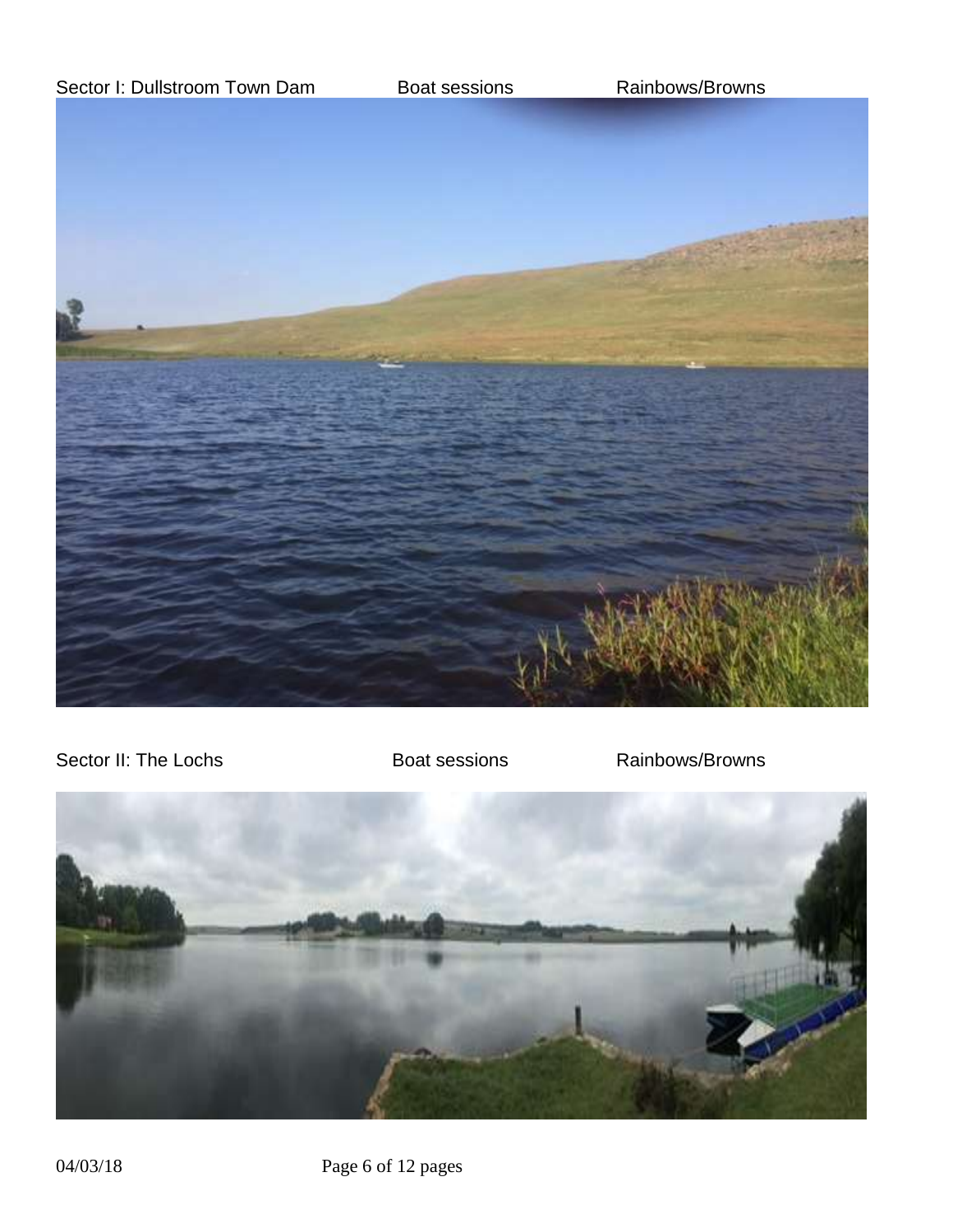Sector I: Dullstroom Town Dam Boat sessions Rainbows/Browns

Sector II: The Lochs Boat sessions Rainbows/Browns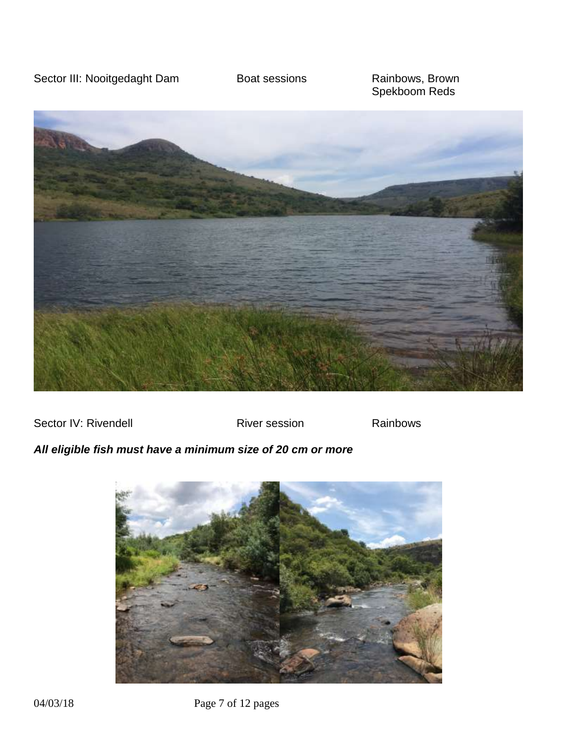Sector III: Nooitgedaght Dam Boat sessions Rainbows, Brown Spekboom Reds

Sector IV: Rivendell River session Rainbows

***All eligible fish must have a minimum size of 20 cm or more***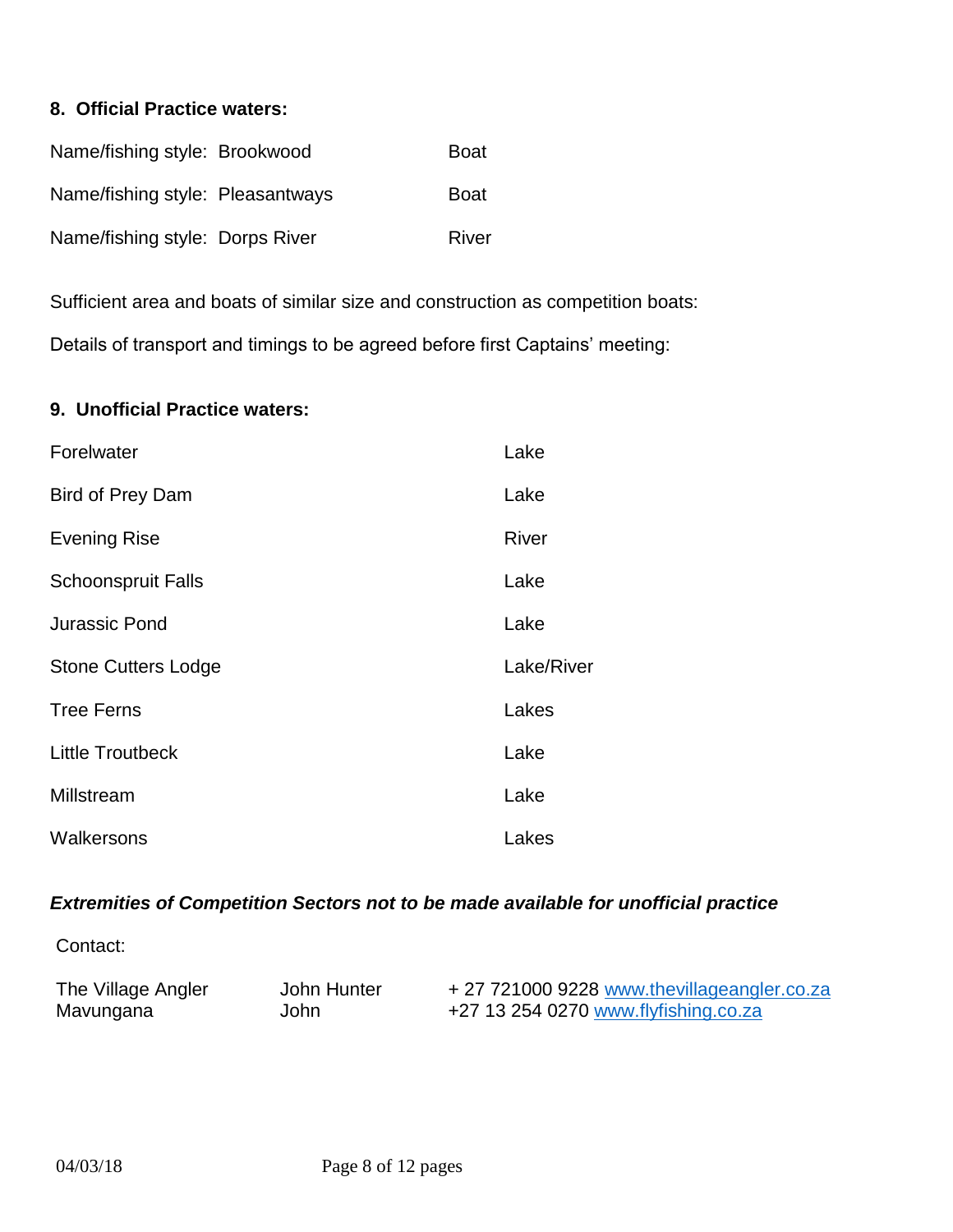## 8. Official Practice waters:

| | | |
|---|---|---|
| Name/fishing style: | Brookwood | Boat |
| Name/fishing style: | Pleasantways | Boat |
| Name/fishing style: | Dorps River | River |

Sufficient area and boats of similar size and construction as competition boats:

Details of transport and timings to be agreed before first Captains' meeting:

## 9. Unofficial Practice waters:

| | |
|---|---|
| Forelwater | Lake |
| Bird of Prey Dam | Lake |
| Evening Rise | River |
| Schoonspruit Falls | Lake |
| Jurassic Pond | Lake |
| Stone Cutters Lodge | Lake/River |
| Tree Ferns | Lakes |
| Little Troutbeck | Lake |
| Millstream | Lake |
| Walkersons | Lakes |

***Extremities of Competition Sectors not to be made available for unofficial practice***

Contact:

| | | |
|---|---|---|
| The Village Angler | John Hunter | + 27 721000 9228 www.thevillageangler.co.za |
| Mavungana | John | +27 13 254 0270 www.flyfishing.co.za |

04/03/18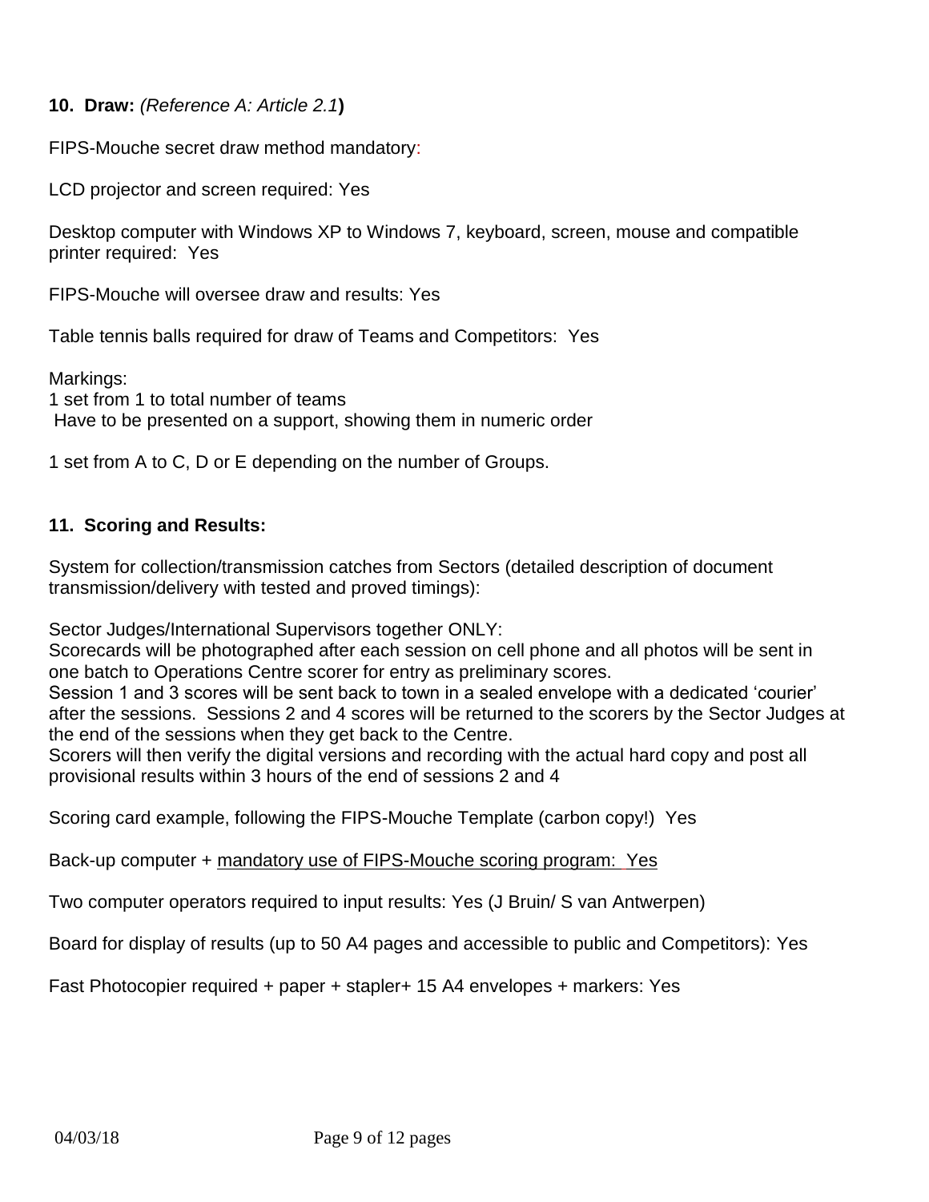**10. Draw:** *(Reference A: Article 2.1***)**

FIPS-Mouche secret draw method mandatory:

LCD projector and screen required: Yes

Desktop computer with Windows XP to Windows 7, keyboard, screen, mouse and compatible printer required: Yes

FIPS-Mouche will oversee draw and results: Yes

Table tennis balls required for draw of Teams and Competitors: Yes

Markings:
1 set from 1 to total number of teams
Have to be presented on a support, showing them in numeric order

1 set from A to C, D or E depending on the number of Groups.

**11. Scoring and Results:**

System for collection/transmission catches from Sectors (detailed description of document transmission/delivery with tested and proved timings):

Sector Judges/International Supervisors together ONLY:
Scorecards will be photographed after each session on cell phone and all photos will be sent in one batch to Operations Centre scorer for entry as preliminary scores.
Session 1 and 3 scores will be sent back to town in a sealed envelope with a dedicated 'courier' after the sessions. Sessions 2 and 4 scores will be returned to the scorers by the Sector Judges at the end of the sessions when they get back to the Centre.
Scorers will then verify the digital versions and recording with the actual hard copy and post all provisional results within 3 hours of the end of sessions 2 and 4

Scoring card example, following the FIPS-Mouche Template (carbon copy!) Yes

Back-up computer + mandatory use of FIPS-Mouche scoring program: Yes

Two computer operators required to input results: Yes (J Bruin/ S van Antwerpen)

Board for display of results (up to 50 A4 pages and accessible to public and Competitors): Yes

Fast Photocopier required + paper + stapler+ 15 A4 envelopes + markers: Yes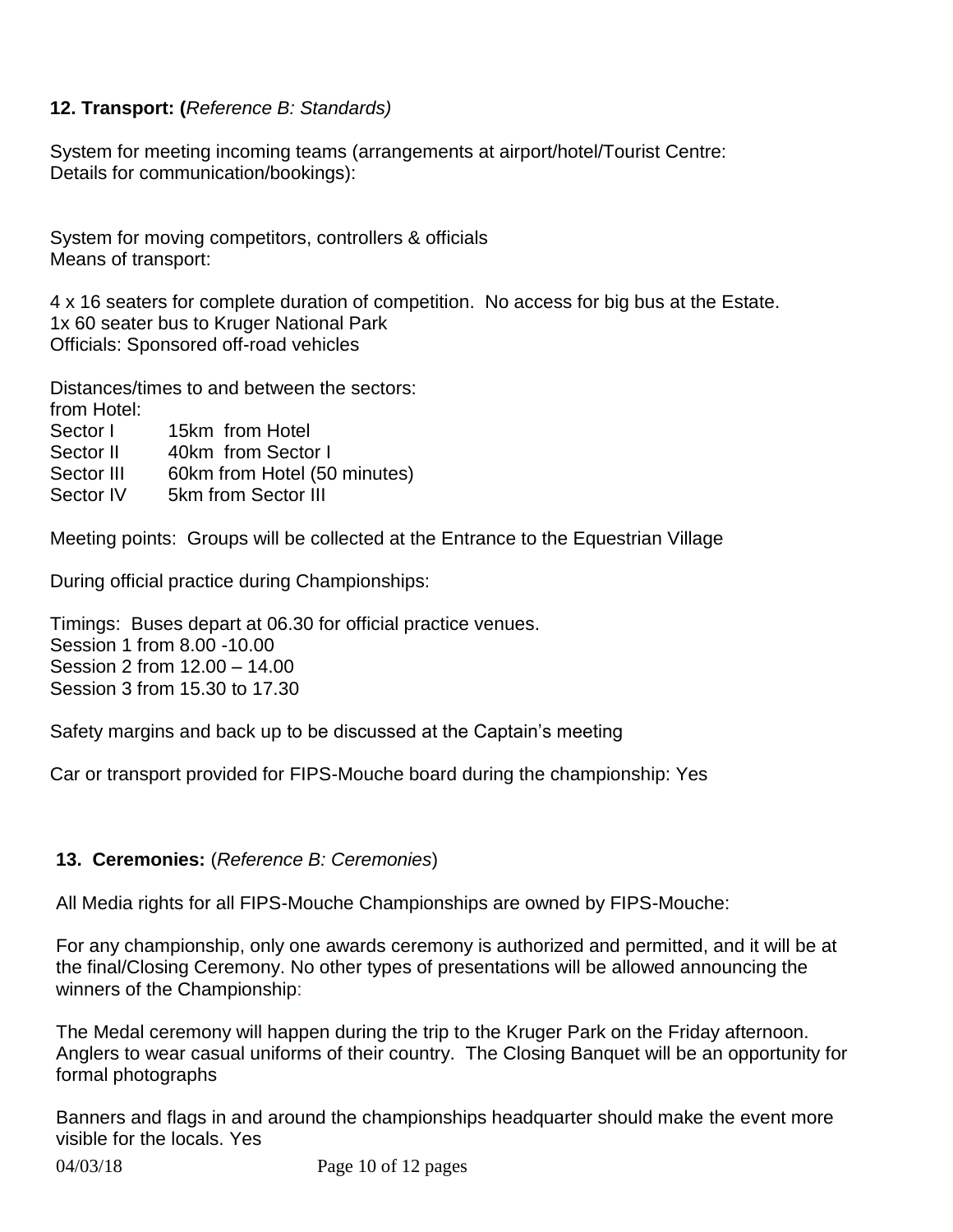**12. Transport: (***Reference B: Standards)*

System for meeting incoming teams (arrangements at airport/hotel/Tourist Centre:
Details for communication/bookings):

System for moving competitors, controllers & officials
Means of transport:

4 x 16 seaters for complete duration of competition. No access for big bus at the Estate.
1x 60 seater bus to Kruger National Park
Officials: Sponsored off-road vehicles

Distances/times to and between the sectors:
from Hotel:

| | |
|---|---|
| Sector I | 15km from Hotel |
| Sector II | 40km from Sector I |
| Sector III | 60km from Hotel (50 minutes) |
| Sector IV | 5km from Sector III |

Meeting points: Groups will be collected at the Entrance to the Equestrian Village

During official practice during Championships:

Timings: Buses depart at 06.30 for official practice venues.
Session 1 from 8.00 -10.00
Session 2 from 12.00 – 14.00
Session 3 from 15.30 to 17.30

Safety margins and back up to be discussed at the Captain's meeting

Car or transport provided for FIPS-Mouche board during the championship: Yes

**13. Ceremonies:** (*Reference B: Ceremonies*)

All Media rights for all FIPS-Mouche Championships are owned by FIPS-Mouche:

For any championship, only one awards ceremony is authorized and permitted, and it will be at the final/Closing Ceremony. No other types of presentations will be allowed announcing the winners of the Championship:

The Medal ceremony will happen during the trip to the Kruger Park on the Friday afternoon. Anglers to wear casual uniforms of their country. The Closing Banquet will be an opportunity for formal photographs

Banners and flags in and around the championships headquarter should make the event more visible for the locals. Yes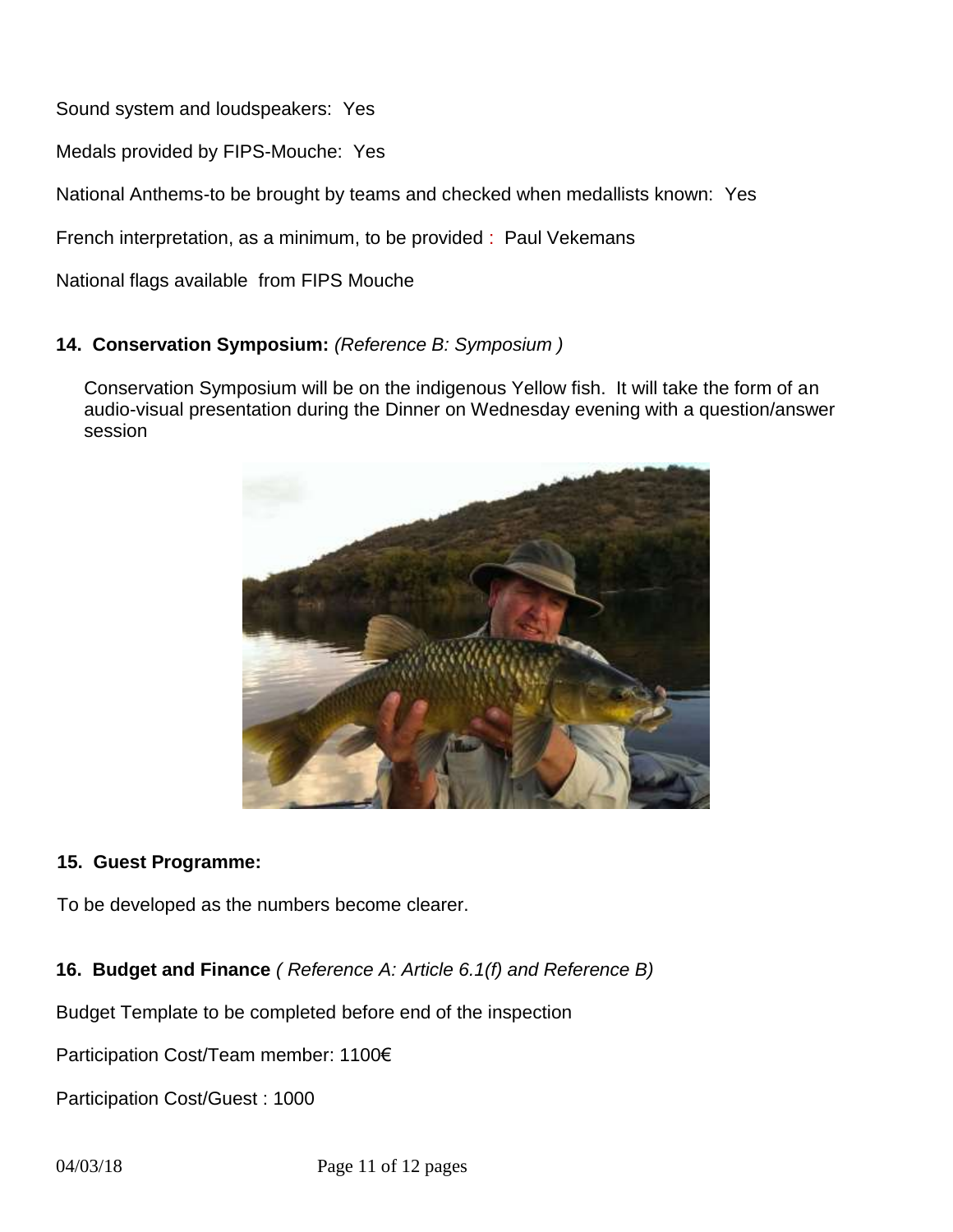Sound system and loudspeakers: Yes

Medals provided by FIPS-Mouche: Yes

National Anthems-to be brought by teams and checked when medallists known: Yes

French interpretation, as a minimum, to be provided : Paul Vekemans

National flags available from FIPS Mouche

## 14. Conservation Symposium: *(Reference B: Symposium )*

Conservation Symposium will be on the indigenous Yellow fish. It will take the form of an audio-visual presentation during the Dinner on Wednesday evening with a question/answer session

## 15. Guest Programme:

To be developed as the numbers become clearer.

## 16. Budget and Finance *( Reference A: Article 6.1(f) and Reference B)*

Budget Template to be completed before end of the inspection

Participation Cost/Team member: 1100€

Participation Cost/Guest : 1000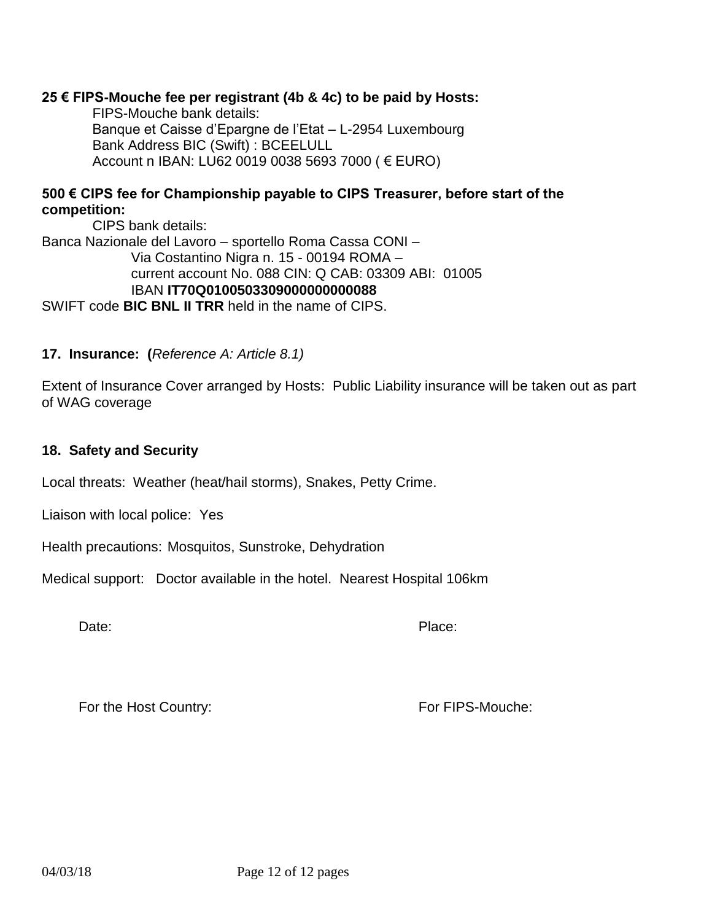**25 € FIPS-Mouche fee per registrant (4b & 4c) to be paid by Hosts:**

FIPS-Mouche bank details:
Banque et Caisse d'Epargne de l'Etat – L-2954 Luxembourg
Bank Address BIC (Swift) : BCEELULL
Account n IBAN: LU62 0019 0038 5693 7000 ( € EURO)

**500 € CIPS fee for Championship payable to CIPS Treasurer, before start of the competition:**

CIPS bank details:
Banca Nazionale del Lavoro – sportello Roma Cassa CONI –
Via Costantino Nigra n. 15 - 00194 ROMA –
current account No. 088 CIN: Q CAB: 03309 ABI: 01005
IBAN **IT70Q0100503309000000000088**
SWIFT code **BIC BNL II TRR** held in the name of CIPS.

## 17. Insurance: (*Reference A: Article 8.1)*

Extent of Insurance Cover arranged by Hosts: Public Liability insurance will be taken out as part of WAG coverage

## 18. Safety and Security

Local threats: Weather (heat/hail storms), Snakes, Petty Crime.

Liaison with local police: Yes

Health precautions: Mosquitos, Sunstroke, Dehydration

Medical support: Doctor available in the hotel. Nearest Hospital 106km

Date: Place:

For the Host Country: For FIPS-Mouche:

04/03/18